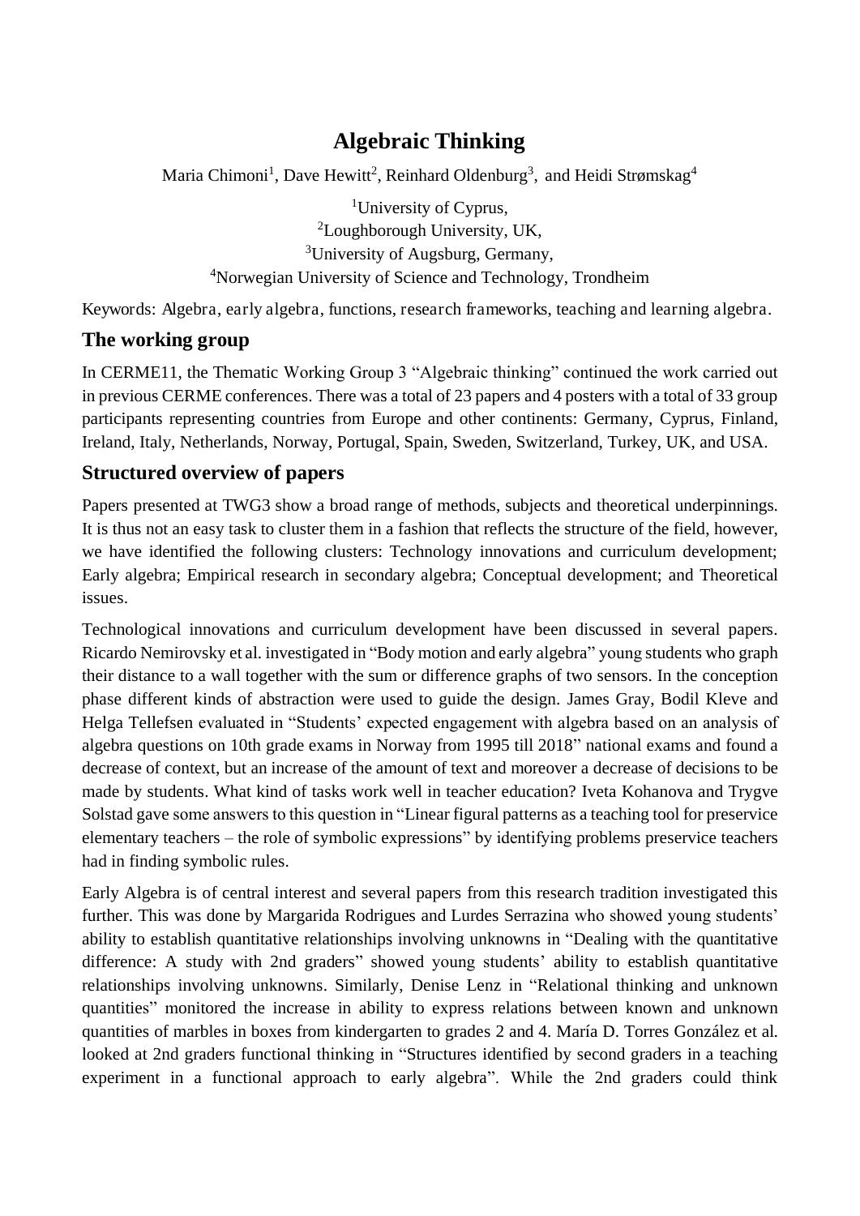# Algebraic Thinking

Maria Chimoni[1], Dave Hewitt[2], Reinhard Oldenburg[3], and Heidi Strømskag[4]

[1]University of Cyprus,
[2]Loughborough University, UK,
[3]University of Augsburg, Germany,
[4]Norwegian University of Science and Technology, Trondheim

Keywords: Algebra, early algebra, functions, research frameworks, teaching and learning algebra.

## The working group

In CERME11, the Thematic Working Group 3 "Algebraic thinking" continued the work carried out in previous CERME conferences. There was a total of 23 papers and 4 posters with a total of 33 group participants representing countries from Europe and other continents: Germany, Cyprus, Finland, Ireland, Italy, Netherlands, Norway, Portugal, Spain, Sweden, Switzerland, Turkey, UK, and USA.

## Structured overview of papers

Papers presented at TWG3 show a broad range of methods, subjects and theoretical underpinnings. It is thus not an easy task to cluster them in a fashion that reflects the structure of the field, however, we have identified the following clusters: Technology innovations and curriculum development; Early algebra; Empirical research in secondary algebra; Conceptual development; and Theoretical issues.

Technological innovations and curriculum development have been discussed in several papers. Ricardo Nemirovsky et al. investigated in "Body motion and early algebra" young students who graph their distance to a wall together with the sum or difference graphs of two sensors. In the conception phase different kinds of abstraction were used to guide the design. James Gray, Bodil Kleve and Helga Tellefsen evaluated in "Students' expected engagement with algebra based on an analysis of algebra questions on 10th grade exams in Norway from 1995 till 2018" national exams and found a decrease of context, but an increase of the amount of text and moreover a decrease of decisions to be made by students. What kind of tasks work well in teacher education? Iveta Kohanova and Trygve Solstad gave some answers to this question in "Linear figural patterns as a teaching tool for preservice elementary teachers – the role of symbolic expressions" by identifying problems preservice teachers had in finding symbolic rules.

Early Algebra is of central interest and several papers from this research tradition investigated this further. This was done by Margarida Rodrigues and Lurdes Serrazina who showed young students' ability to establish quantitative relationships involving unknowns in "Dealing with the quantitative difference: A study with 2nd graders" showed young students' ability to establish quantitative relationships involving unknowns. Similarly, Denise Lenz in "Relational thinking and unknown quantities" monitored the increase in ability to express relations between known and unknown quantities of marbles in boxes from kindergarten to grades 2 and 4. María D. Torres González et al. looked at 2nd graders functional thinking in "Structures identified by second graders in a teaching experiment in a functional approach to early algebra". While the 2nd graders could think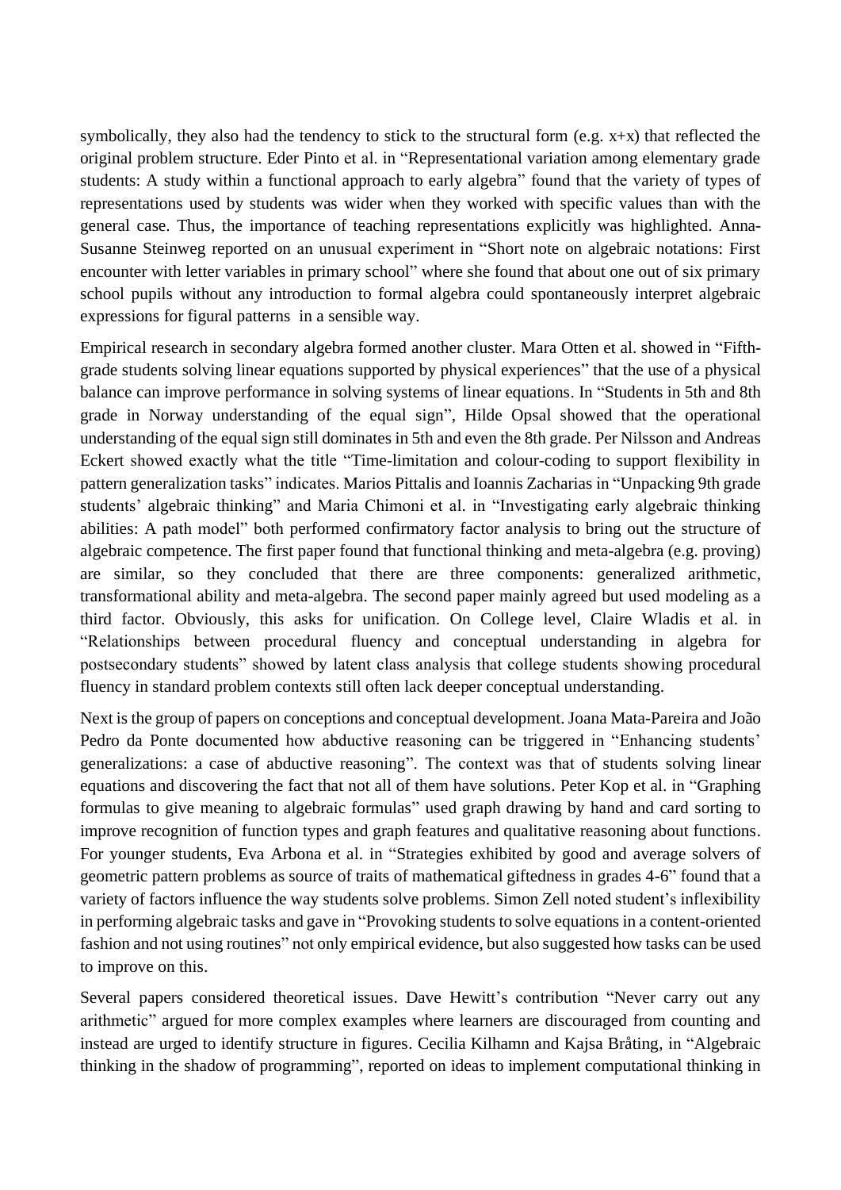symbolically, they also had the tendency to stick to the structural form (e.g. x+x) that reflected the original problem structure. Eder Pinto et al. in "Representational variation among elementary grade students: A study within a functional approach to early algebra" found that the variety of types of representations used by students was wider when they worked with specific values than with the general case. Thus, the importance of teaching representations explicitly was highlighted. Anna-Susanne Steinweg reported on an unusual experiment in "Short note on algebraic notations: First encounter with letter variables in primary school" where she found that about one out of six primary school pupils without any introduction to formal algebra could spontaneously interpret algebraic expressions for figural patterns in a sensible way.

Empirical research in secondary algebra formed another cluster. Mara Otten et al. showed in "Fifth-grade students solving linear equations supported by physical experiences" that the use of a physical balance can improve performance in solving systems of linear equations. In "Students in 5th and 8th grade in Norway understanding of the equal sign", Hilde Opsal showed that the operational understanding of the equal sign still dominates in 5th and even the 8th grade. Per Nilsson and Andreas Eckert showed exactly what the title "Time-limitation and colour-coding to support flexibility in pattern generalization tasks" indicates. Marios Pittalis and Ioannis Zacharias in "Unpacking 9th grade students' algebraic thinking" and Maria Chimoni et al. in "Investigating early algebraic thinking abilities: A path model" both performed confirmatory factor analysis to bring out the structure of algebraic competence. The first paper found that functional thinking and meta-algebra (e.g. proving) are similar, so they concluded that there are three components: generalized arithmetic, transformational ability and meta-algebra. The second paper mainly agreed but used modeling as a third factor. Obviously, this asks for unification. On College level, Claire Wladis et al. in "Relationships between procedural fluency and conceptual understanding in algebra for postsecondary students" showed by latent class analysis that college students showing procedural fluency in standard problem contexts still often lack deeper conceptual understanding.

Next is the group of papers on conceptions and conceptual development. Joana Mata-Pareira and João Pedro da Ponte documented how abductive reasoning can be triggered in "Enhancing students' generalizations: a case of abductive reasoning". The context was that of students solving linear equations and discovering the fact that not all of them have solutions. Peter Kop et al. in "Graphing formulas to give meaning to algebraic formulas" used graph drawing by hand and card sorting to improve recognition of function types and graph features and qualitative reasoning about functions. For younger students, Eva Arbona et al. in "Strategies exhibited by good and average solvers of geometric pattern problems as source of traits of mathematical giftedness in grades 4-6" found that a variety of factors influence the way students solve problems. Simon Zell noted student's inflexibility in performing algebraic tasks and gave in "Provoking students to solve equations in a content-oriented fashion and not using routines" not only empirical evidence, but also suggested how tasks can be used to improve on this.

Several papers considered theoretical issues. Dave Hewitt's contribution "Never carry out any arithmetic" argued for more complex examples where learners are discouraged from counting and instead are urged to identify structure in figures. Cecilia Kilhamn and Kajsa Bråting, in "Algebraic thinking in the shadow of programming", reported on ideas to implement computational thinking in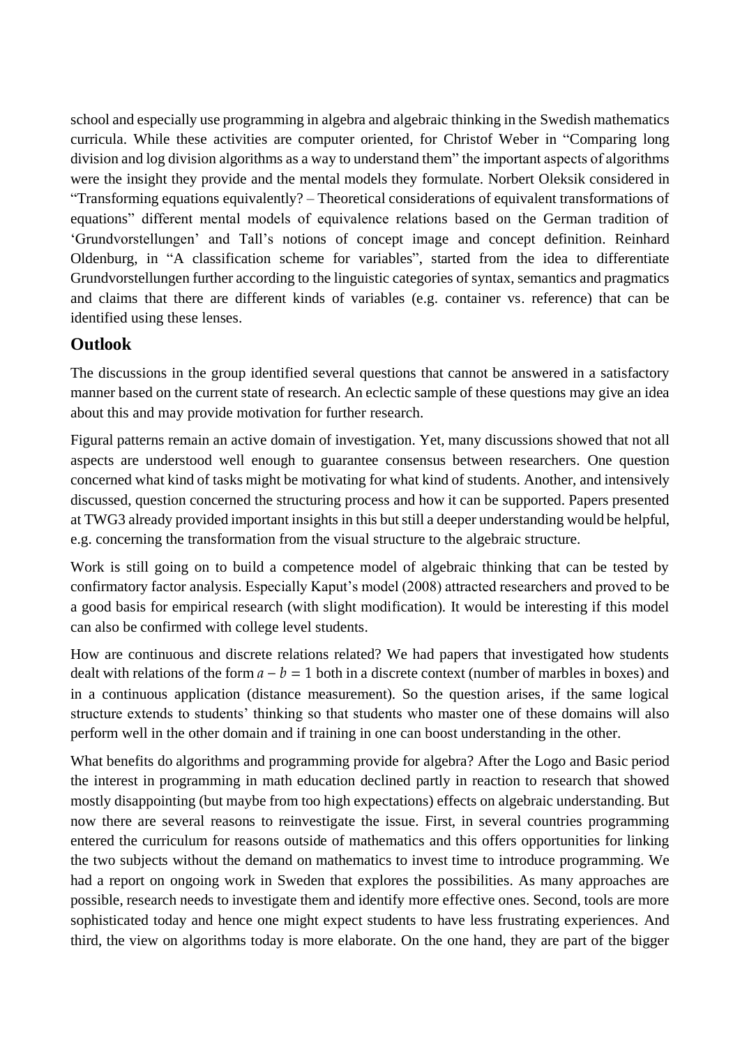school and especially use programming in algebra and algebraic thinking in the Swedish mathematics curricula. While these activities are computer oriented, for Christof Weber in "Comparing long division and log division algorithms as a way to understand them" the important aspects of algorithms were the insight they provide and the mental models they formulate. Norbert Oleksik considered in "Transforming equations equivalently? – Theoretical considerations of equivalent transformations of equations" different mental models of equivalence relations based on the German tradition of 'Grundvorstellungen' and Tall's notions of concept image and concept definition. Reinhard Oldenburg, in "A classification scheme for variables", started from the idea to differentiate Grundvorstellungen further according to the linguistic categories of syntax, semantics and pragmatics and claims that there are different kinds of variables (e.g. container vs. reference) that can be identified using these lenses.

## Outlook

The discussions in the group identified several questions that cannot be answered in a satisfactory manner based on the current state of research. An eclectic sample of these questions may give an idea about this and may provide motivation for further research.

Figural patterns remain an active domain of investigation. Yet, many discussions showed that not all aspects are understood well enough to guarantee consensus between researchers. One question concerned what kind of tasks might be motivating for what kind of students. Another, and intensively discussed, question concerned the structuring process and how it can be supported. Papers presented at TWG3 already provided important insights in this but still a deeper understanding would be helpful, e.g. concerning the transformation from the visual structure to the algebraic structure.

Work is still going on to build a competence model of algebraic thinking that can be tested by confirmatory factor analysis. Especially Kaput's model (2008) attracted researchers and proved to be a good basis for empirical research (with slight modification). It would be interesting if this model can also be confirmed with college level students.

How are continuous and discrete relations related? We had papers that investigated how students dealt with relations of the form $a - b = 1$ both in a discrete context (number of marbles in boxes) and in a continuous application (distance measurement). So the question arises, if the same logical structure extends to students' thinking so that students who master one of these domains will also perform well in the other domain and if training in one can boost understanding in the other.

What benefits do algorithms and programming provide for algebra? After the Logo and Basic period the interest in programming in math education declined partly in reaction to research that showed mostly disappointing (but maybe from too high expectations) effects on algebraic understanding. But now there are several reasons to reinvestigate the issue. First, in several countries programming entered the curriculum for reasons outside of mathematics and this offers opportunities for linking the two subjects without the demand on mathematics to invest time to introduce programming. We had a report on ongoing work in Sweden that explores the possibilities. As many approaches are possible, research needs to investigate them and identify more effective ones. Second, tools are more sophisticated today and hence one might expect students to have less frustrating experiences. And third, the view on algorithms today is more elaborate. On the one hand, they are part of the bigger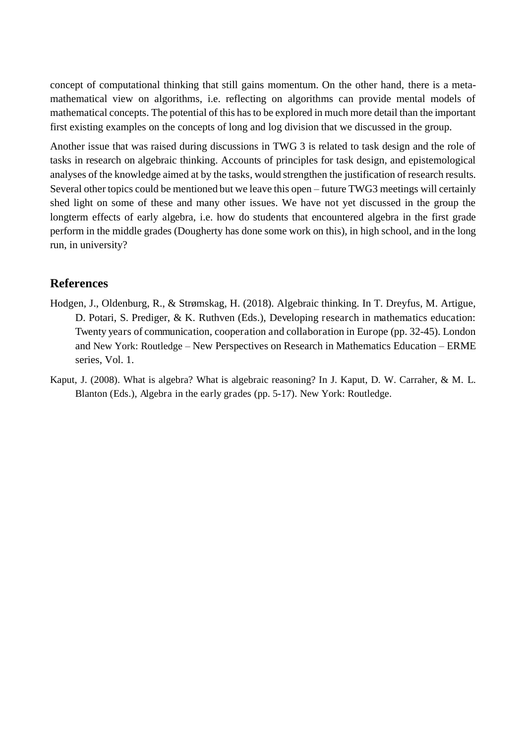concept of computational thinking that still gains momentum. On the other hand, there is a meta-mathematical view on algorithms, i.e. reflecting on algorithms can provide mental models of mathematical concepts. The potential of this has to be explored in much more detail than the important first existing examples on the concepts of long and log division that we discussed in the group.

Another issue that was raised during discussions in TWG 3 is related to task design and the role of tasks in research on algebraic thinking. Accounts of principles for task design, and epistemological analyses of the knowledge aimed at by the tasks, would strengthen the justification of research results. Several other topics could be mentioned but we leave this open – future TWG3 meetings will certainly shed light on some of these and many other issues. We have not yet discussed in the group the longterm effects of early algebra, i.e. how do students that encountered algebra in the first grade perform in the middle grades (Dougherty has done some work on this), in high school, and in the long run, in university?

## References

Hodgen, J., Oldenburg, R., & Strømskag, H. (2018). Algebraic thinking. In T. Dreyfus, M. Artigue, D. Potari, S. Prediger, & K. Ruthven (Eds.), Developing research in mathematics education: Twenty years of communication, cooperation and collaboration in Europe (pp. 32-45). London and New York: Routledge – New Perspectives on Research in Mathematics Education – ERME series, Vol. 1.

Kaput, J. (2008). What is algebra? What is algebraic reasoning? In J. Kaput, D. W. Carraher, & M. L. Blanton (Eds.), Algebra in the early grades (pp. 5-17). New York: Routledge.